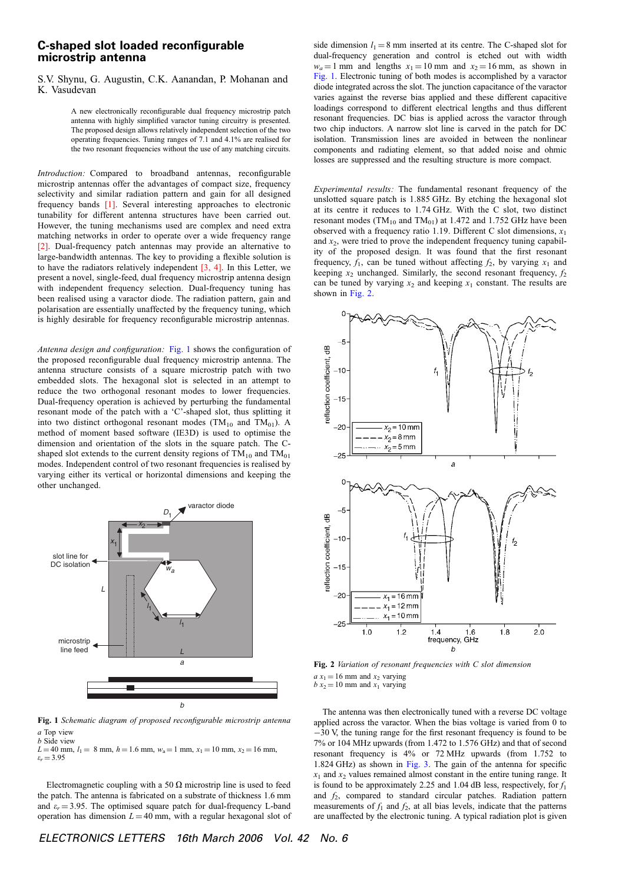# C-shaped slot loaded reconfigurable microstrip antenna

S.V. Shynu, G. Augustin, C.K. Aanandan, P. Mohanan and K. Vasudevan

A new electronically reconfigurable dual frequency microstrip patch antenna with highly simplified varactor tuning circuitry is presented. The proposed design allows relatively independent selection of the two operating frequencies. Tuning ranges of 7.1 and 4.1% are realised for the two resonant frequencies without the use of any matching circuits.

*Introduction:* Compared to broadband antennas, reconfigurable microstrip antennas offer the advantages of compact size, frequency selectivity and similar radiation pattern and gain for all designed frequency bands [1]. Several interesting approaches to electronic tunability for different antenna structures have been carried out. However, the tuning mechanisms used are complex and need extra matching networks in order to operate over a wide frequency range [2]. Dual-frequency patch antennas may provide an alternative to large-bandwidth antennas. The key to providing a flexible solution is to have the radiators relatively independent [3, 4]. In this Letter, we present a novel, single-feed, dual frequency microstrip antenna design with independent frequency selection. Dual-frequency tuning has been realised using a varactor diode. The radiation pattern, gain and polarisation are essentially unaffected by the frequency tuning, which is highly desirable for frequency reconfigurable microstrip antennas.

*Antenna design and configuration:* Fig. 1 shows the configuration of the proposed reconfigurable dual frequency microstrip antenna. The antenna structure consists of a square microstrip patch with two embedded slots. The hexagonal slot is selected in an attempt to reduce the two orthogonal resonant modes to lower frequencies. Dual-frequency operation is achieved by perturbing the fundamental resonant mode of the patch with a 'C'-shaped slot, thus splitting it into two distinct orthogonal resonant modes ($TM_{10}$ and $TM_{01}$). A method of moment based software (IE3D) is used to optimise the dimension and orientation of the slots in the square patch. The C-shaped slot extends to the current density regions of $TM_{10}$ and $TM_{01}$ modes. Independent control of two resonant frequencies is realised by varying either its vertical or horizontal dimensions and keeping the other unchanged.

**Fig. 1** *Schematic diagram of proposed reconfigurable microstrip antenna*
*a* Top view
*b* Side view
$L = 40$ mm, $l_1 = 8$ mm, $h = 1.6$ mm, $w_a = 1$ mm, $x_1 = 10$ mm, $x_2 = 16$ mm, $\varepsilon_r = 3.95$

Electromagnetic coupling with a 50 Ω microstrip line is used to feed the patch. The antenna is fabricated on a substrate of thickness 1.6 mm and $\varepsilon_r = 3.95$. The optimised square patch for dual-frequency L-band operation has dimension $L = 40$ mm, with a regular hexagonal slot of side dimension $l_1 = 8$ mm inserted at its centre. The C-shaped slot for dual-frequency generation and control is etched out with width $w_a = 1$ mm and lengths $x_1 = 10$ mm and $x_2 = 16$ mm, as shown in Fig. 1. Electronic tuning of both modes is accomplished by a varactor diode integrated across the slot. The junction capacitance of the varactor varies against the reverse bias applied and these different capacitive loadings correspond to different electrical lengths and thus different resonant frequencies. DC bias is applied across the varactor through two chip inductors. A narrow slot line is carved in the patch for DC isolation. Transmission lines are avoided in between the nonlinear components and radiating element, so that added noise and ohmic losses are suppressed and the resulting structure is more compact.

*Experimental results:* The fundamental resonant frequency of the unslotted square patch is 1.885 GHz. By etching the hexagonal slot at its centre it reduces to 1.74 GHz. With the C slot, two distinct resonant modes ($TM_{10}$ and $TM_{01}$) at 1.472 and 1.752 GHz have been observed with a frequency ratio 1.19. Different C slot dimensions, $x_1$ and $x_2$, were tried to prove the independent frequency tuning capability of the proposed design. It was found that the first resonant frequency, $f_1$, can be tuned without affecting $f_2$, by varying $x_1$ and keeping $x_2$ unchanged. Similarly, the second resonant frequency, $f_2$ can be tuned by varying $x_2$ and keeping $x_1$ constant. The results are shown in Fig. 2.

**Fig. 2** *Variation of resonant frequencies with C slot dimension*
*a* $x_1 = 16$ mm and $x_2$ varying
*b* $x_2 = 10$ mm and $x_1$ varying

The antenna was then electronically tuned with a reverse DC voltage applied across the varactor. When the bias voltage is varied from 0 to −30 V, the tuning range for the first resonant frequency is found to be 7% or 104 MHz upwards (from 1.472 to 1.576 GHz) and that of second resonant frequency is 4% or 72 MHz upwards (from 1.752 to 1.824 GHz) as shown in Fig. 3. The gain of the antenna for specific $x_1$ and $x_2$ values remained almost constant in the entire tuning range. It is found to be approximately 2.25 and 1.04 dB less, respectively, for $f_1$ and $f_2$, compared to standard circular patches. Radiation pattern measurements of $f_1$ and $f_2$, at all bias levels, indicate that the patterns are unaffected by the electronic tuning. A typical radiation plot is given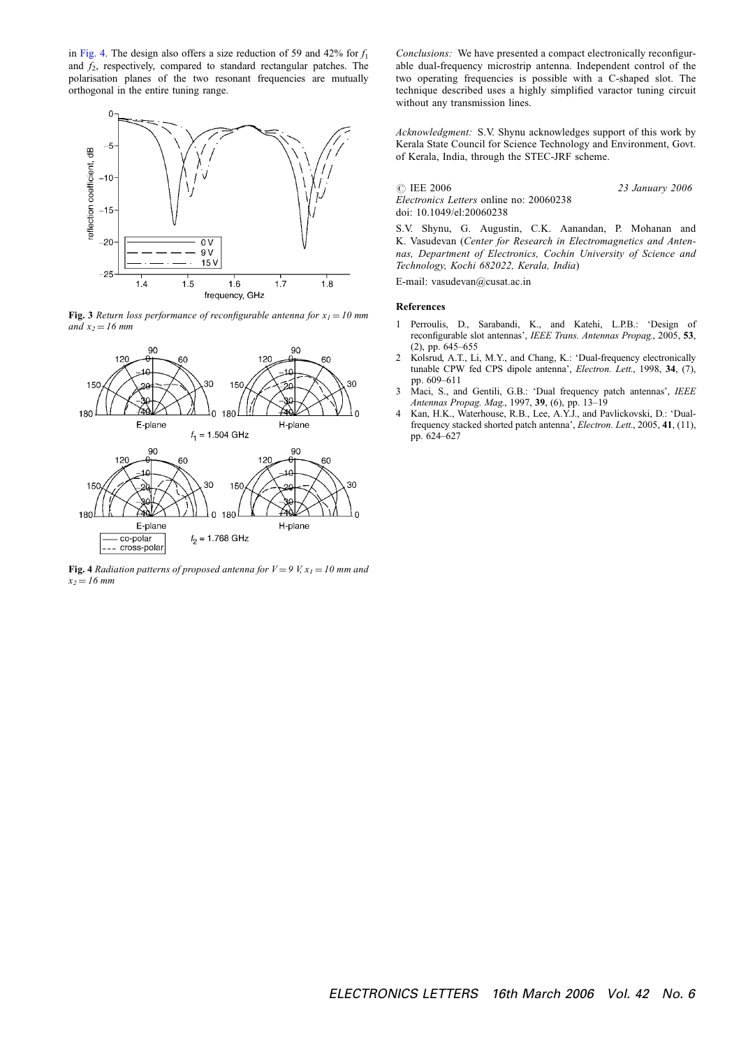in Fig. 4. The design also offers a size reduction of 59 and 42% for $f_1$ and $f_2$, respectively, compared to standard rectangular patches. The polarisation planes of the two resonant frequencies are mutually orthogonal in the entire tuning range.

0
−5
−10
−15
−20
−25
reflection coefficient, dB
1.4
1.5
1.6
1.7
1.8
frequency, GHz
0 V
9 V
15 V

**Fig. 3** *Return loss performance of reconfigurable antenna for $x_1 = 10$ mm and $x_2 = 16$ mm*

90
120
60
150
30
180
0
0
−10
−20
−30
−40
E-plane
H-plane
$f_1$ = 1.504 GHz

90
120
60
150
30
180
0
0
−10
−20
−30
−40
E-plane
H-plane
co-polar
cross-polar
$f_2$ = 1.768 GHz

**Fig. 4** *Radiation patterns of proposed antenna for $V = 9$ V, $x_1 = 10$ mm and $x_2 = 16$ mm*

*Conclusions:* We have presented a compact electronically reconfigurable dual-frequency microstrip antenna. Independent control of the two operating frequencies is possible with a C-shaped slot. The technique described uses a highly simplified varactor tuning circuit without any transmission lines.

*Acknowledgment:* S.V. Shynu acknowledges support of this work by Kerala State Council for Science Technology and Environment, Govt. of Kerala, India, through the STEC-JRF scheme.

© IEE 2006 — 23 January 2006
*Electronics Letters* online no: 20060238
doi: 10.1049/el:20060238

S.V. Shynu, G. Augustin, C.K. Aanandan, P. Mohanan and K. Vasudevan (*Center for Research in Electromagnetics and Antennas, Department of Electronics, Cochin University of Science and Technology, Kochi 682022, Kerala, India*)

E-mail: vasudevan@cusat.ac.in

## References

1. Perroulis, D., Sarabandi, K., and Katehi, L.P.B.: 'Design of reconfigurable slot antennas', *IEEE Trans. Antennas Propag.*, 2005, **53**, (2), pp. 645–655
2. Kolsrud, A.T., Li, M.Y., and Chang, K.: 'Dual-frequency electronically tunable CPW fed CPS dipole antenna', *Electron. Lett.*, 1998, **34**, (7), pp. 609–611
3. Maci, S., and Gentili, G.B.: 'Dual frequency patch antennas', *IEEE Antennas Propag. Mag.*, 1997, **39**, (6), pp. 13–19
4. Kan, H.K., Waterhouse, R.B., Lee, A.Y.J., and Pavlickovski, D.: 'Dual-frequency stacked shorted patch antenna', *Electron. Lett.*, 2005, **41**, (11), pp. 624–627